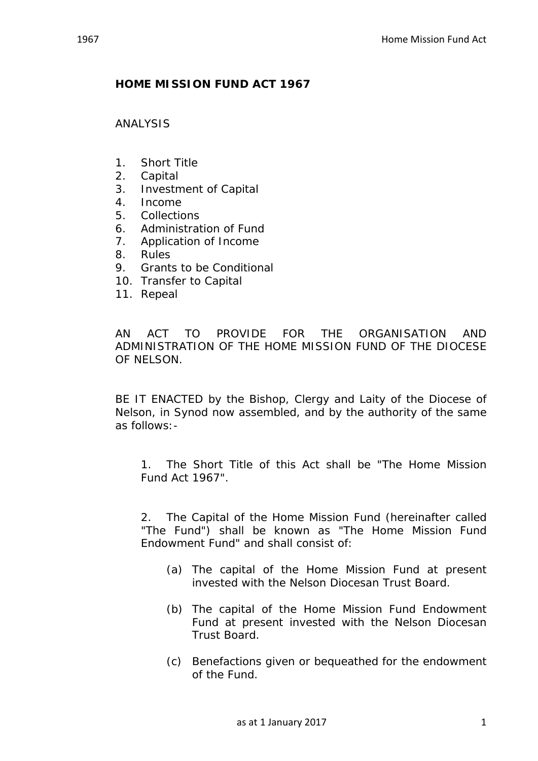# HOME MISSION FUND ACT 1967

ANALYSIS

1. Short Title
2. Capital
3. Investment of Capital
4. Income
5. Collections
6. Administration of Fund
7. Application of Income
8. Rules
9. Grants to be Conditional
10. Transfer to Capital
11. Repeal

AN ACT TO PROVIDE FOR THE ORGANISATION AND ADMINISTRATION OF THE HOME MISSION FUND OF THE DIOCESE OF NELSON.

BE IT ENACTED by the Bishop, Clergy and Laity of the Diocese of Nelson, in Synod now assembled, and by the authority of the same as follows:-

1. The Short Title of this Act shall be "The Home Mission Fund Act 1967".

2. The Capital of the Home Mission Fund (hereinafter called "The Fund") shall be known as "The Home Mission Fund Endowment Fund" and shall consist of:

   (a) The capital of the Home Mission Fund at present invested with the Nelson Diocesan Trust Board.

   (b) The capital of the Home Mission Fund Endowment Fund at present invested with the Nelson Diocesan Trust Board.

   (c) Benefactions given or bequeathed for the endowment of the Fund.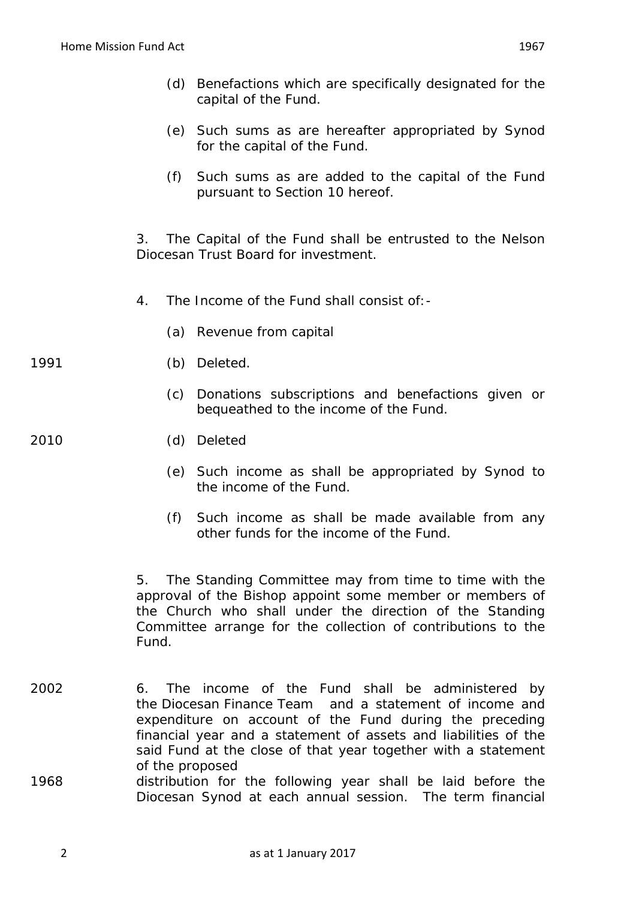(d) Benefactions which are specifically designated for the capital of the Fund.

(e) Such sums as are hereafter appropriated by Synod for the capital of the Fund.

(f) Such sums as are added to the capital of the Fund pursuant to Section 10 hereof.

3. The Capital of the Fund shall be entrusted to the Nelson Diocesan Trust Board for investment.

4. The Income of the Fund shall consist of:-

(a) Revenue from capital

1991 (b) Deleted.

(c) Donations subscriptions and benefactions given or bequeathed to the income of the Fund.

2010 (d) Deleted

(e) Such income as shall be appropriated by Synod to the income of the Fund.

(f) Such income as shall be made available from any other funds for the income of the Fund.

5. The Standing Committee may from time to time with the approval of the Bishop appoint some member or members of the Church who shall under the direction of the Standing Committee arrange for the collection of contributions to the Fund.

2002 6. The income of the Fund shall be administered by the Diocesan Finance Team and a statement of income and expenditure on account of the Fund during the preceding financial year and a statement of assets and liabilities of the said Fund at the close of that year together with a statement of the proposed

1968 distribution for the following year shall be laid before the Diocesan Synod at each annual session. The term financial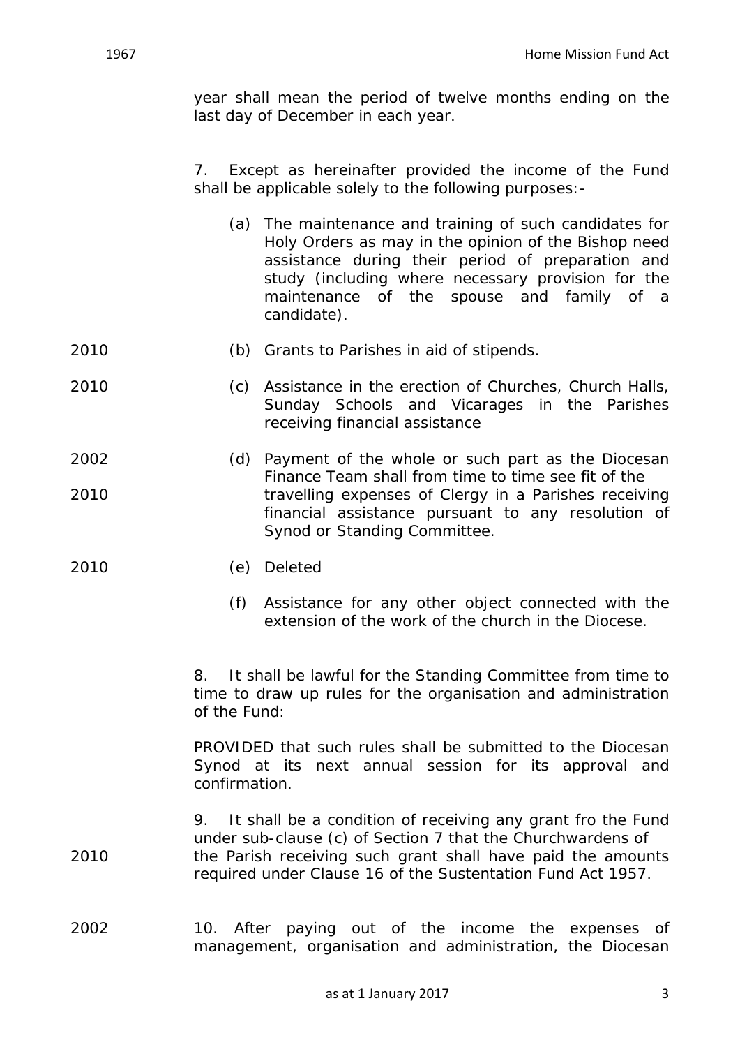year shall mean the period of twelve months ending on the last day of December in each year.

7. Except as hereinafter provided the income of the Fund shall be applicable solely to the following purposes:-

(a) The maintenance and training of such candidates for Holy Orders as may in the opinion of the Bishop need assistance during their period of preparation and study (including where necessary provision for the maintenance of the spouse and family of a candidate).

2010 (b) Grants to Parishes in aid of stipends.

2010 (c) Assistance in the erection of Churches, Church Halls, Sunday Schools and Vicarages in the Parishes receiving financial assistance

2002, 2010 (d) Payment of the whole or such part as the Diocesan Finance Team shall from time to time see fit of the travelling expenses of Clergy in a Parishes receiving financial assistance pursuant to any resolution of Synod or Standing Committee.

2010 (e) Deleted

(f) Assistance for any other object connected with the extension of the work of the church in the Diocese.

8. It shall be lawful for the Standing Committee from time to time to draw up rules for the organisation and administration of the Fund:

PROVIDED that such rules shall be submitted to the Diocesan Synod at its next annual session for its approval and confirmation.

2010 9. It shall be a condition of receiving any grant fro the Fund under sub-clause (c) of Section 7 that the Churchwardens of the Parish receiving such grant shall have paid the amounts required under Clause 16 of the Sustentation Fund Act 1957.

2002 10. After paying out of the income the expenses of management, organisation and administration, the Diocesan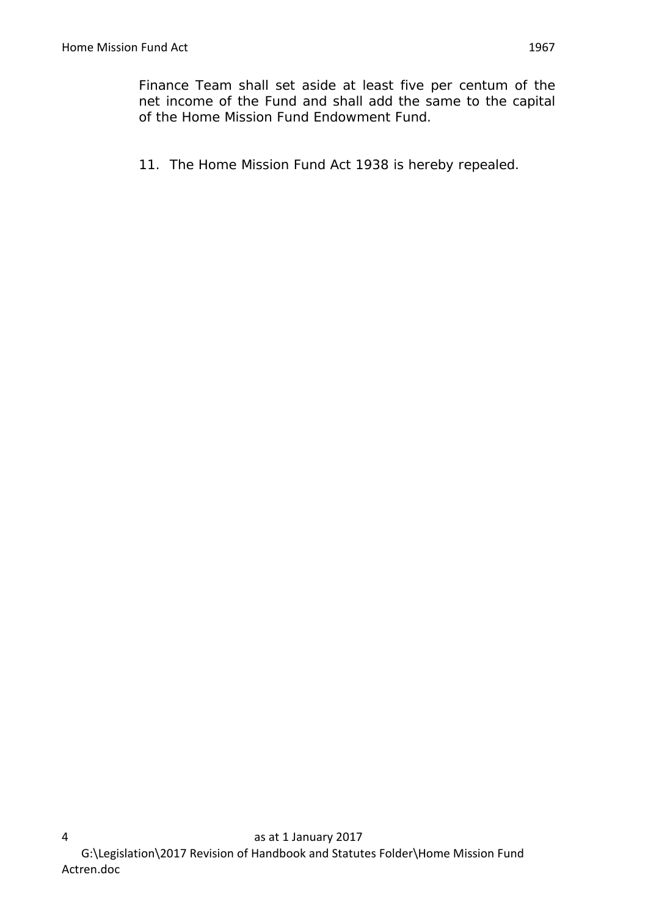Finance Team shall set aside at least five per centum of the net income of the Fund and shall add the same to the capital of the Home Mission Fund Endowment Fund.

11. The Home Mission Fund Act 1938 is hereby repealed.